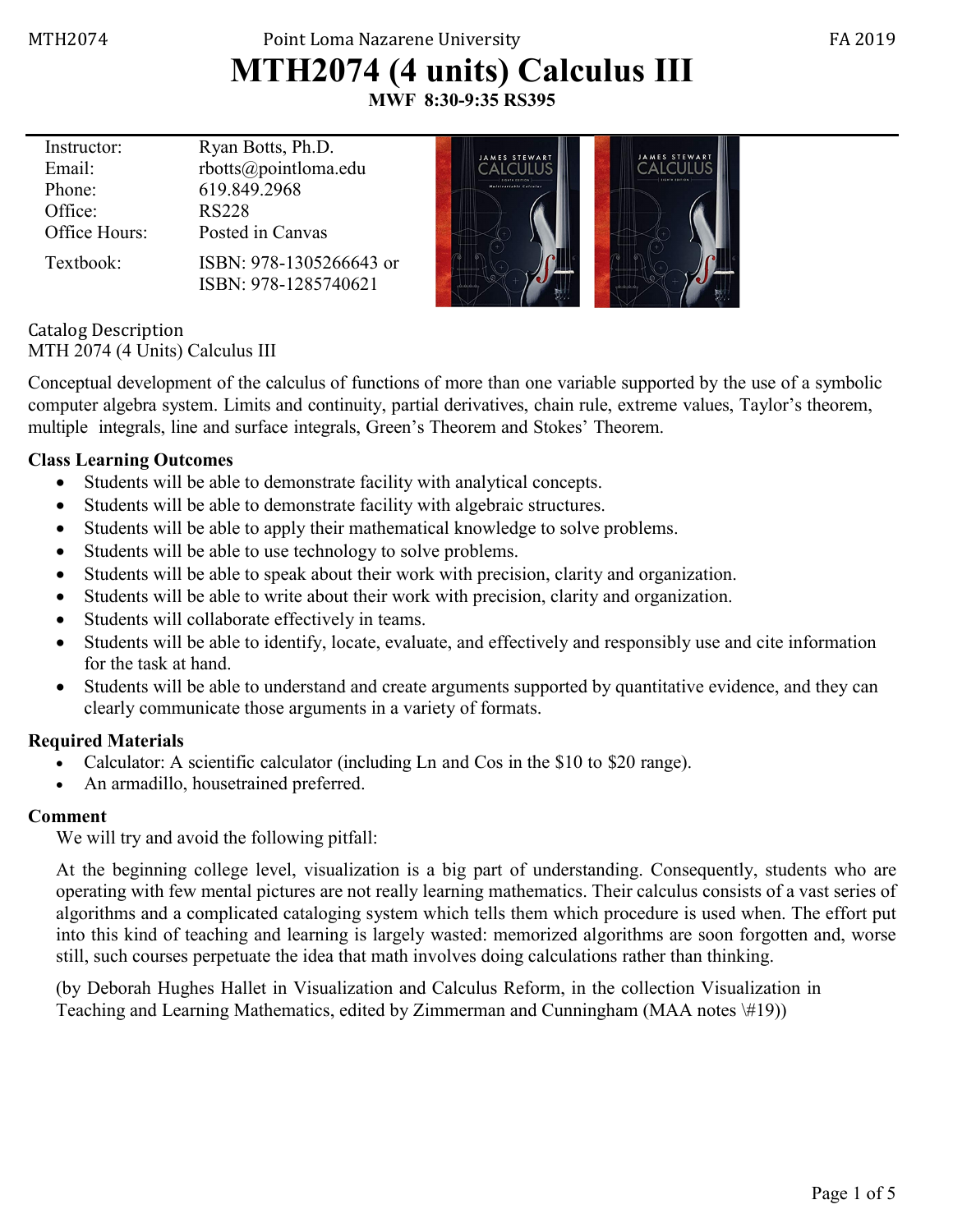# MTH2074 (4 units) Calculus III

**MWF 8:30-9:35 RS395**

| | |
|---|---|
| Instructor: | Ryan Botts, Ph.D. |
| Email: | rbotts@pointloma.edu |
| Phone: | 619.849.2968 |
| Office: | RS228 |
| Office Hours: | Posted in Canvas |
| Textbook: | ISBN: 978-1305266643 or ISBN: 978-1285740621 |

Catalog Description

MTH 2074 (4 Units) Calculus III

Conceptual development of the calculus of functions of more than one variable supported by the use of a symbolic computer algebra system. Limits and continuity, partial derivatives, chain rule, extreme values, Taylor's theorem, multiple integrals, line and surface integrals, Green's Theorem and Stokes' Theorem.

**Class Learning Outcomes**

- Students will be able to demonstrate facility with analytical concepts.
- Students will be able to demonstrate facility with algebraic structures.
- Students will be able to apply their mathematical knowledge to solve problems.
- Students will be able to use technology to solve problems.
- Students will be able to speak about their work with precision, clarity and organization.
- Students will be able to write about their work with precision, clarity and organization.
- Students will collaborate effectively in teams.
- Students will be able to identify, locate, evaluate, and effectively and responsibly use and cite information for the task at hand.
- Students will be able to understand and create arguments supported by quantitative evidence, and they can clearly communicate those arguments in a variety of formats.

**Required Materials**

- Calculator: A scientific calculator (including Ln and Cos in the $10 to $20 range).
- An armadillo, housetrained preferred.

**Comment**

We will try and avoid the following pitfall:

At the beginning college level, visualization is a big part of understanding. Consequently, students who are operating with few mental pictures are not really learning mathematics. Their calculus consists of a vast series of algorithms and a complicated cataloging system which tells them which procedure is used when. The effort put into this kind of teaching and learning is largely wasted: memorized algorithms are soon forgotten and, worse still, such courses perpetuate the idea that math involves doing calculations rather than thinking.

(by Deborah Hughes Hallet in Visualization and Calculus Reform, in the collection Visualization in Teaching and Learning Mathematics, edited by Zimmerman and Cunningham (MAA notes \#19))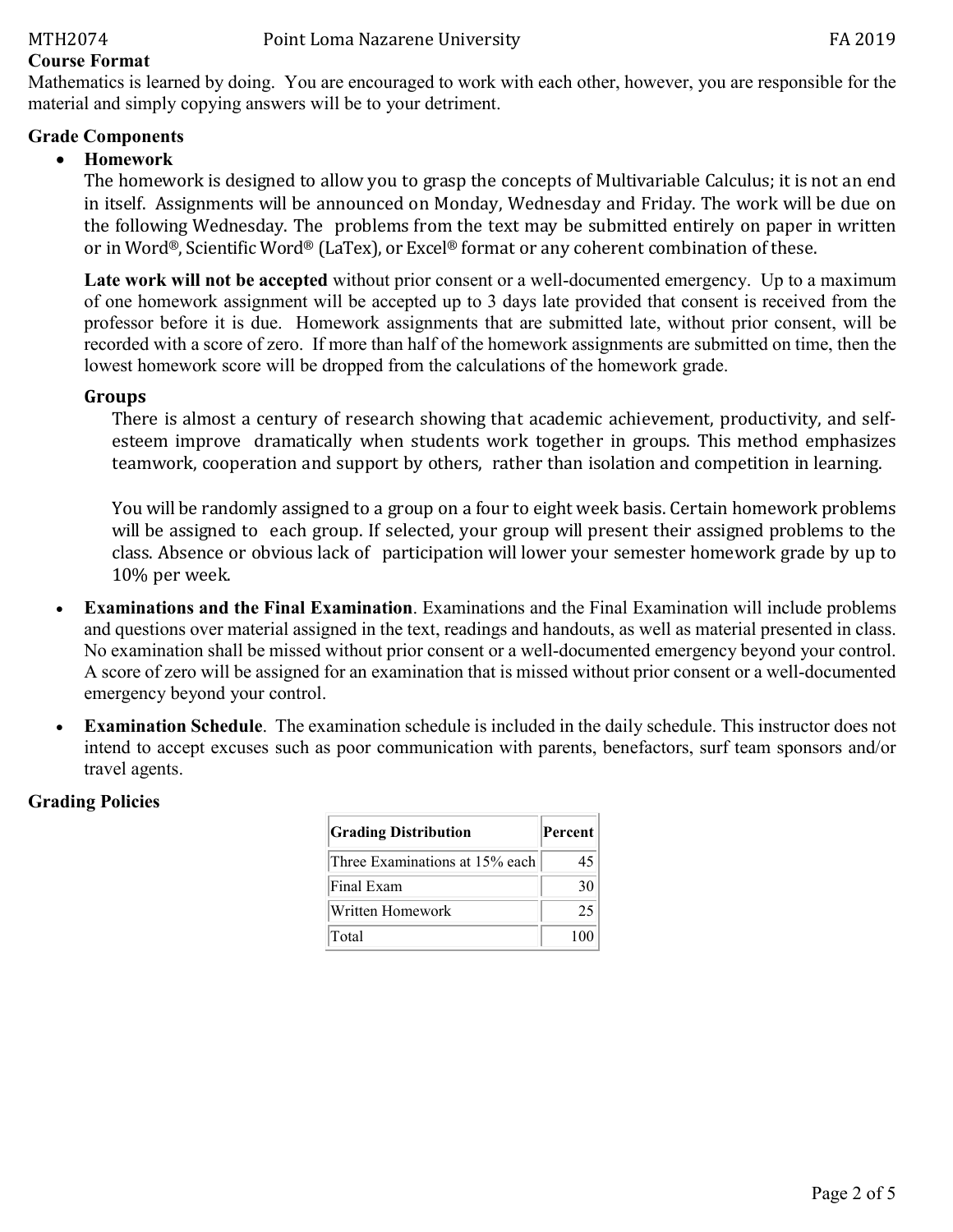## Course Format

Mathematics is learned by doing. You are encouraged to work with each other, however, you are responsible for the material and simply copying answers will be to your detriment.

## Grade Components

- **Homework**

  The homework is designed to allow you to grasp the concepts of Multivariable Calculus; it is not an end in itself. Assignments will be announced on Monday, Wednesday and Friday. The work will be due on the following Wednesday. The problems from the text may be submitted entirely on paper in written or in Word®, Scientific Word® (LaTex), or Excel® format or any coherent combination of these.

  **Late work will not be accepted** without prior consent or a well-documented emergency. Up to a maximum of one homework assignment will be accepted up to 3 days late provided that consent is received from the professor before it is due. Homework assignments that are submitted late, without prior consent, will be recorded with a score of zero. If more than half of the homework assignments are submitted on time, then the lowest homework score will be dropped from the calculations of the homework grade.

  **Groups**

  There is almost a century of research showing that academic achievement, productivity, and self-esteem improve dramatically when students work together in groups. This method emphasizes teamwork, cooperation and support by others, rather than isolation and competition in learning.

  You will be randomly assigned to a group on a four to eight week basis. Certain homework problems will be assigned to each group. If selected, your group will present their assigned problems to the class. Absence or obvious lack of participation will lower your semester homework grade by up to 10% per week.

- **Examinations and the Final Examination**. Examinations and the Final Examination will include problems and questions over material assigned in the text, readings and handouts, as well as material presented in class. No examination shall be missed without prior consent or a well-documented emergency beyond your control. A score of zero will be assigned for an examination that is missed without prior consent or a well-documented emergency beyond your control.

- **Examination Schedule**. The examination schedule is included in the daily schedule. This instructor does not intend to accept excuses such as poor communication with parents, benefactors, surf team sponsors and/or travel agents.

## Grading Policies

| Grading Distribution | Percent |
|---|---|
| Three Examinations at 15% each | 45 |
| Final Exam | 30 |
| Written Homework | 25 |
| Total | 100 |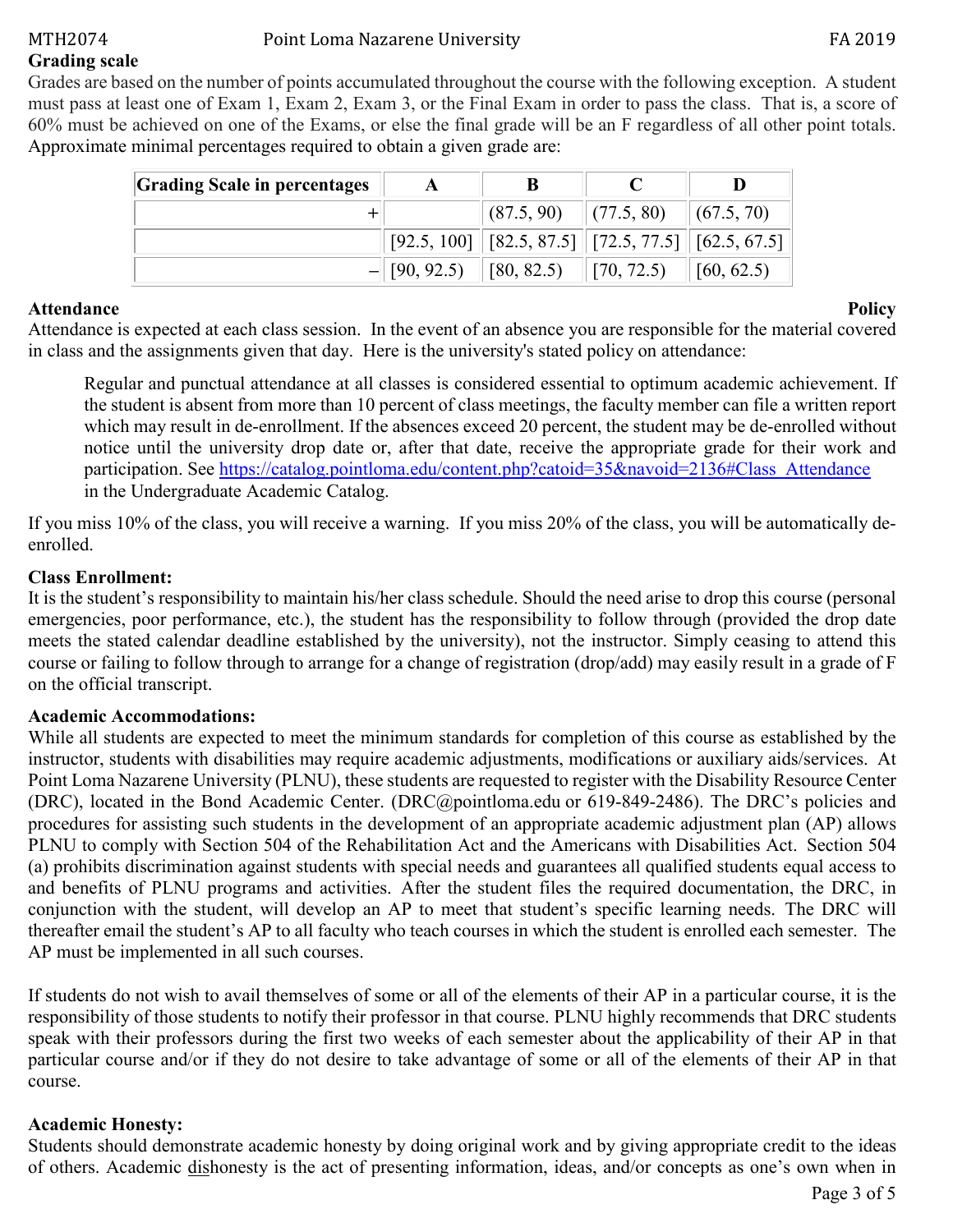## Grading scale

Grades are based on the number of points accumulated throughout the course with the following exception. A student must pass at least one of Exam 1, Exam 2, Exam 3, or the Final Exam in order to pass the class. That is, a score of 60% must be achieved on one of the Exams, or else the final grade will be an F regardless of all other point totals. Approximate minimal percentages required to obtain a given grade are:

| Grading Scale in percentages | A | B | C | D |
|---|---|---|---|---|
| + | | (87.5, 90) | (77.5, 80) | (67.5, 70) |
| | [92.5, 100] | [82.5, 87.5] | [72.5, 77.5] | [62.5, 67.5] |
| − | [90, 92.5) | [80, 82.5) | [70, 72.5) | [60, 62.5) |

## Attendance Policy

Attendance is expected at each class session. In the event of an absence you are responsible for the material covered in class and the assignments given that day. Here is the university's stated policy on attendance:

> Regular and punctual attendance at all classes is considered essential to optimum academic achievement. If the student is absent from more than 10 percent of class meetings, the faculty member can file a written report which may result in de-enrollment. If the absences exceed 20 percent, the student may be de-enrolled without notice until the university drop date or, after that date, receive the appropriate grade for their work and participation. See https://catalog.pointloma.edu/content.php?catoid=35&navoid=2136#Class_Attendance in the Undergraduate Academic Catalog.

If you miss 10% of the class, you will receive a warning. If you miss 20% of the class, you will be automatically de-enrolled.

## Class Enrollment:

It is the student's responsibility to maintain his/her class schedule. Should the need arise to drop this course (personal emergencies, poor performance, etc.), the student has the responsibility to follow through (provided the drop date meets the stated calendar deadline established by the university), not the instructor. Simply ceasing to attend this course or failing to follow through to arrange for a change of registration (drop/add) may easily result in a grade of F on the official transcript.

## Academic Accommodations:

While all students are expected to meet the minimum standards for completion of this course as established by the instructor, students with disabilities may require academic adjustments, modifications or auxiliary aids/services. At Point Loma Nazarene University (PLNU), these students are requested to register with the Disability Resource Center (DRC), located in the Bond Academic Center. (DRC@pointloma.edu or 619-849-2486). The DRC's policies and procedures for assisting such students in the development of an appropriate academic adjustment plan (AP) allows PLNU to comply with Section 504 of the Rehabilitation Act and the Americans with Disabilities Act. Section 504 (a) prohibits discrimination against students with special needs and guarantees all qualified students equal access to and benefits of PLNU programs and activities. After the student files the required documentation, the DRC, in conjunction with the student, will develop an AP to meet that student's specific learning needs. The DRC will thereafter email the student's AP to all faculty who teach courses in which the student is enrolled each semester. The AP must be implemented in all such courses.

If students do not wish to avail themselves of some or all of the elements of their AP in a particular course, it is the responsibility of those students to notify their professor in that course. PLNU highly recommends that DRC students speak with their professors during the first two weeks of each semester about the applicability of their AP in that particular course and/or if they do not desire to take advantage of some or all of the elements of their AP in that course.

## Academic Honesty:

Students should demonstrate academic honesty by doing original work and by giving appropriate credit to the ideas of others. Academic <u>dis</u>honesty is the act of presenting information, ideas, and/or concepts as one's own when in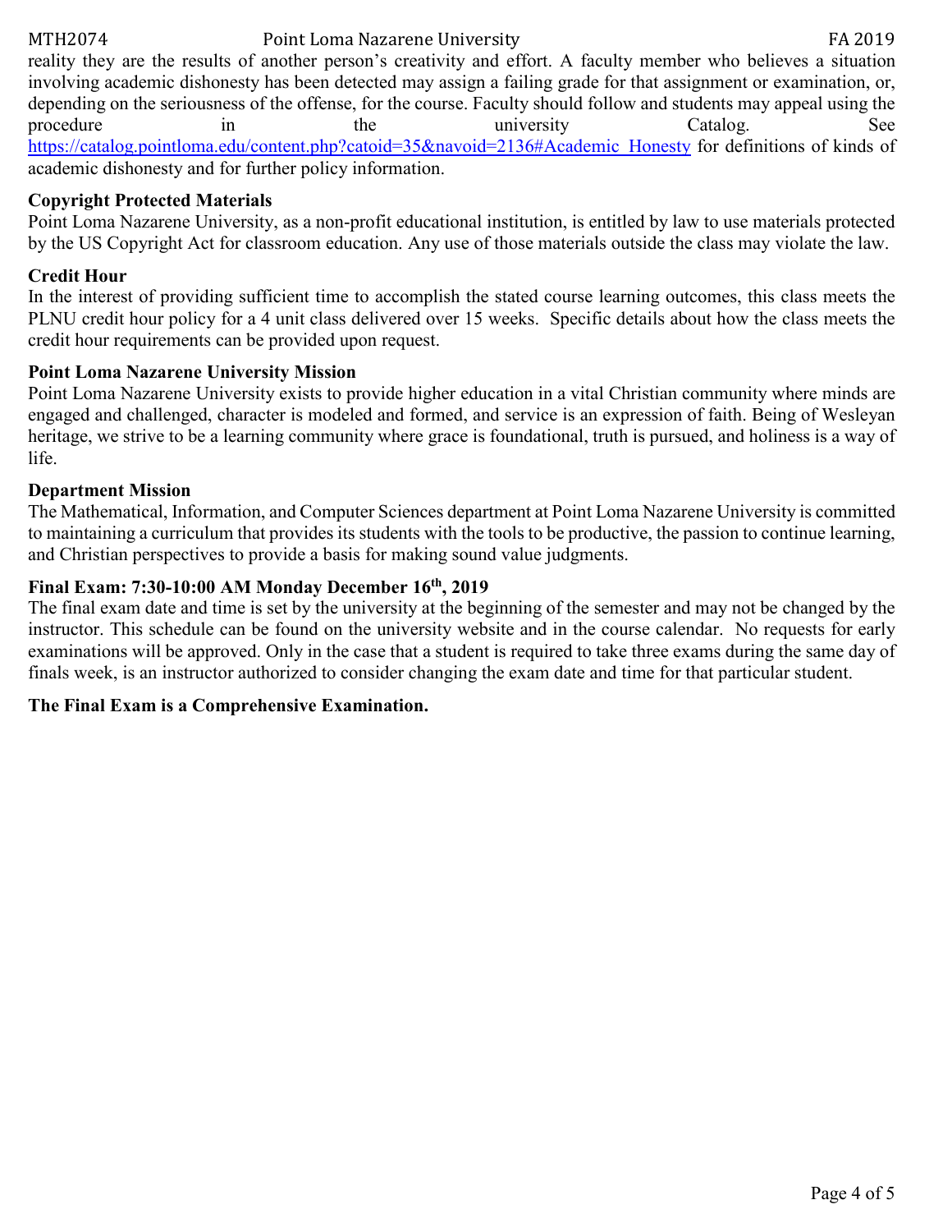reality they are the results of another person's creativity and effort. A faculty member who believes a situation involving academic dishonesty has been detected may assign a failing grade for that assignment or examination, or, depending on the seriousness of the offense, for the course. Faculty should follow and students may appeal using the procedure in the university Catalog. See https://catalog.pointloma.edu/content.php?catoid=35&navoid=2136#Academic_Honesty for definitions of kinds of academic dishonesty and for further policy information.

**Copyright Protected Materials**

Point Loma Nazarene University, as a non-profit educational institution, is entitled by law to use materials protected by the US Copyright Act for classroom education. Any use of those materials outside the class may violate the law.

**Credit Hour**

In the interest of providing sufficient time to accomplish the stated course learning outcomes, this class meets the PLNU credit hour policy for a 4 unit class delivered over 15 weeks. Specific details about how the class meets the credit hour requirements can be provided upon request.

**Point Loma Nazarene University Mission**

Point Loma Nazarene University exists to provide higher education in a vital Christian community where minds are engaged and challenged, character is modeled and formed, and service is an expression of faith. Being of Wesleyan heritage, we strive to be a learning community where grace is foundational, truth is pursued, and holiness is a way of life.

**Department Mission**

The Mathematical, Information, and Computer Sciences department at Point Loma Nazarene University is committed to maintaining a curriculum that provides its students with the tools to be productive, the passion to continue learning, and Christian perspectives to provide a basis for making sound value judgments.

**Final Exam: 7:30-10:00 AM Monday December 16th, 2019**

The final exam date and time is set by the university at the beginning of the semester and may not be changed by the instructor. This schedule can be found on the university website and in the course calendar. No requests for early examinations will be approved. Only in the case that a student is required to take three exams during the same day of finals week, is an instructor authorized to consider changing the exam date and time for that particular student.

**The Final Exam is a Comprehensive Examination.**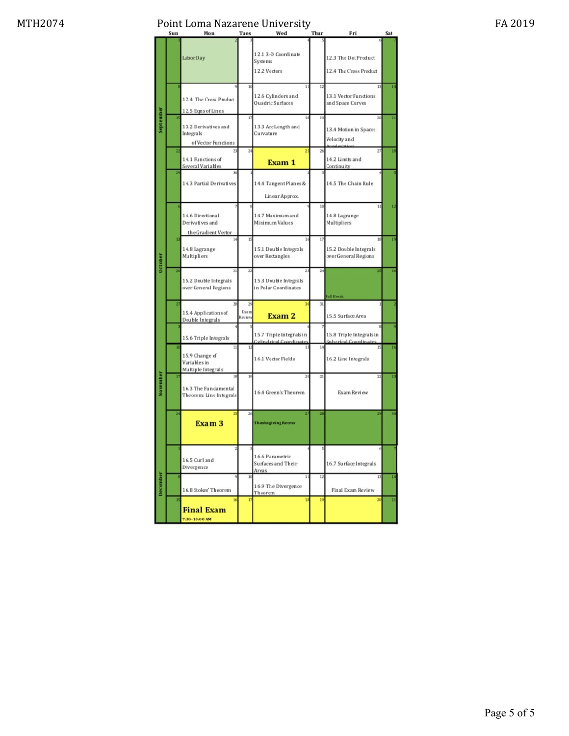| Month | Sun | Mon | Tues | Wed | Thur | Fri | Sat |
|---|---|---|---|---|---|---|---|
| September | 1 | 2 Labor Day | 3 | 4 12.1 3-D Coordinate Systems; 12.2 Vectors | 5 | 6 12.3 The Dot Product; 12.4 The Cross Product | 7 |
| | 8 | 9 12.4 The Cross Product; 12.5 Eqns of Lines | 10 | 11 12.6 Cylinders and Quadric Surfaces | 12 | 13 13.1 Vector Functions and Space Curves | 14 |
| | 15 | 16 13.2 Derivatives and Integrals of Vector Functions | 17 | 18 13.3 Arc Length and Curvature | 19 | 20 13.4 Motion in Space: Velocity and Acceleration | 21 |
| | 22 | 23 14.1 Functions of Several Variables | 24 | 25 **Exam 1** | 26 | 27 14.2 Limits and Continuity | 28 |
| | 29 | 30 14.3 Partial Derivatives | 1 | 2 14.4 Tangent Planes & Linear Approx. | 3 | 4 14.5 The Chain Rule | 5 |
| October | 6 | 7 14.6 Directional Derivatives and the Gradient Vector | 8 | 9 14.7 Maximum and Minimum Values | 10 | 11 14.8 Lagrange Multipliers | 12 |
| | 13 | 14 14.8 Lagrange Multipliers | 15 | 16 15.1 Double Integrals over Rectangles | 17 | 18 15.2 Double Integrals over General Regions | 19 |
| | 20 | 21 15.2 Double Integrals over General Regions | 22 | 23 15.3 Double Integrals in Polar Coordinates | 24 | 25 Fall Break | 26 |
| | 27 | 28 15.4 Applications of Double Integrals | 29 Exam Review | 30 **Exam 2** | 31 | 1 15.5 Surface Area | 2 |
| November | 3 | 4 15.6 Triple Integrals | 5 | 6 15.7 Triple Integrals in Cylindrical Coordinates | 7 | 8 15.8 Triple Integrals in Spherical Coordinates | 9 |
| | 10 | 11 15.9 Change of Variables in Multiple Integrals | 12 | 13 16.1 Vector Fields | 14 | 15 16.2 Line Integrals | 16 |
| | 17 | 18 16.3 The Fundamental Theorem: Line Integrals | 19 | 20 16.4 Green's Theorem | 21 | 22 Exam Review | 23 |
| | 24 | 25 **Exam 3** | 26 | 27 Thanksgiving Recess | 28 | 29 | 30 |
| December | 1 | 2 16.5 Curl and Divergence | 3 | 4 16.6 Parametric Surfaces and Their Areas | 5 | 6 16.7 Surface Integrals | 7 |
| | 8 | 9 16.8 Stokes' Theorem | 10 | 11 16.9 The Divergence Theorem | 12 | 13 Final Exam Review | 14 |
| | 15 | 16 **Final Exam** 7:30-10:00 AM | 17 | 18 | 19 | 20 | 21 |